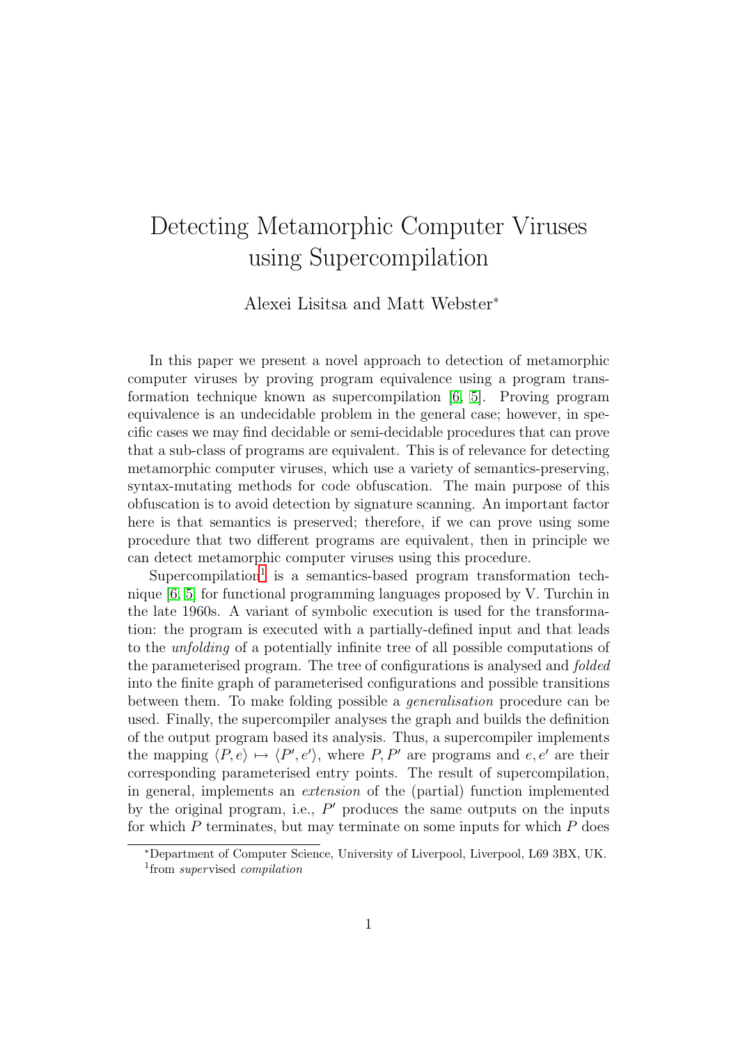# Detecting Metamorphic Computer Viruses using Supercompilation

Alexei Lisitsa and Matt Webster*

In this paper we present a novel approach to detection of metamorphic computer viruses by proving program equivalence using a program transformation technique known as supercompilation [6, 5]. Proving program equivalence is an undecidable problem in the general case; however, in specific cases we may find decidable or semi-decidable procedures that can prove that a sub-class of programs are equivalent. This is of relevance for detecting metamorphic computer viruses, which use a variety of semantics-preserving, syntax-mutating methods for code obfuscation. The main purpose of this obfuscation is to avoid detection by signature scanning. An important factor here is that semantics is preserved; therefore, if we can prove using some procedure that two different programs are equivalent, then in principle we can detect metamorphic computer viruses using this procedure.

Supercompilation[1] is a semantics-based program transformation technique [6, 5] for functional programming languages proposed by V. Turchin in the late 1960s. A variant of symbolic execution is used for the transformation: the program is executed with a partially-defined input and that leads to the *unfolding* of a potentially infinite tree of all possible computations of the parameterised program. The tree of configurations is analysed and *folded* into the finite graph of parameterised configurations and possible transitions between them. To make folding possible a *generalisation* procedure can be used. Finally, the supercompiler analyses the graph and builds the definition of the output program based its analysis. Thus, a supercompiler implements the mapping $\langle P, e \rangle \mapsto \langle P', e' \rangle$, where $P, P'$ are programs and $e, e'$ are their corresponding parameterised entry points. The result of supercompilation, in general, implements an *extension* of the (partial) function implemented by the original program, i.e., $P'$ produces the same outputs on the inputs for which $P$ terminates, but may terminate on some inputs for which $P$ does

*Department of Computer Science, University of Liverpool, Liverpool, L69 3BX, UK.

[1] from *super*vised *compilation*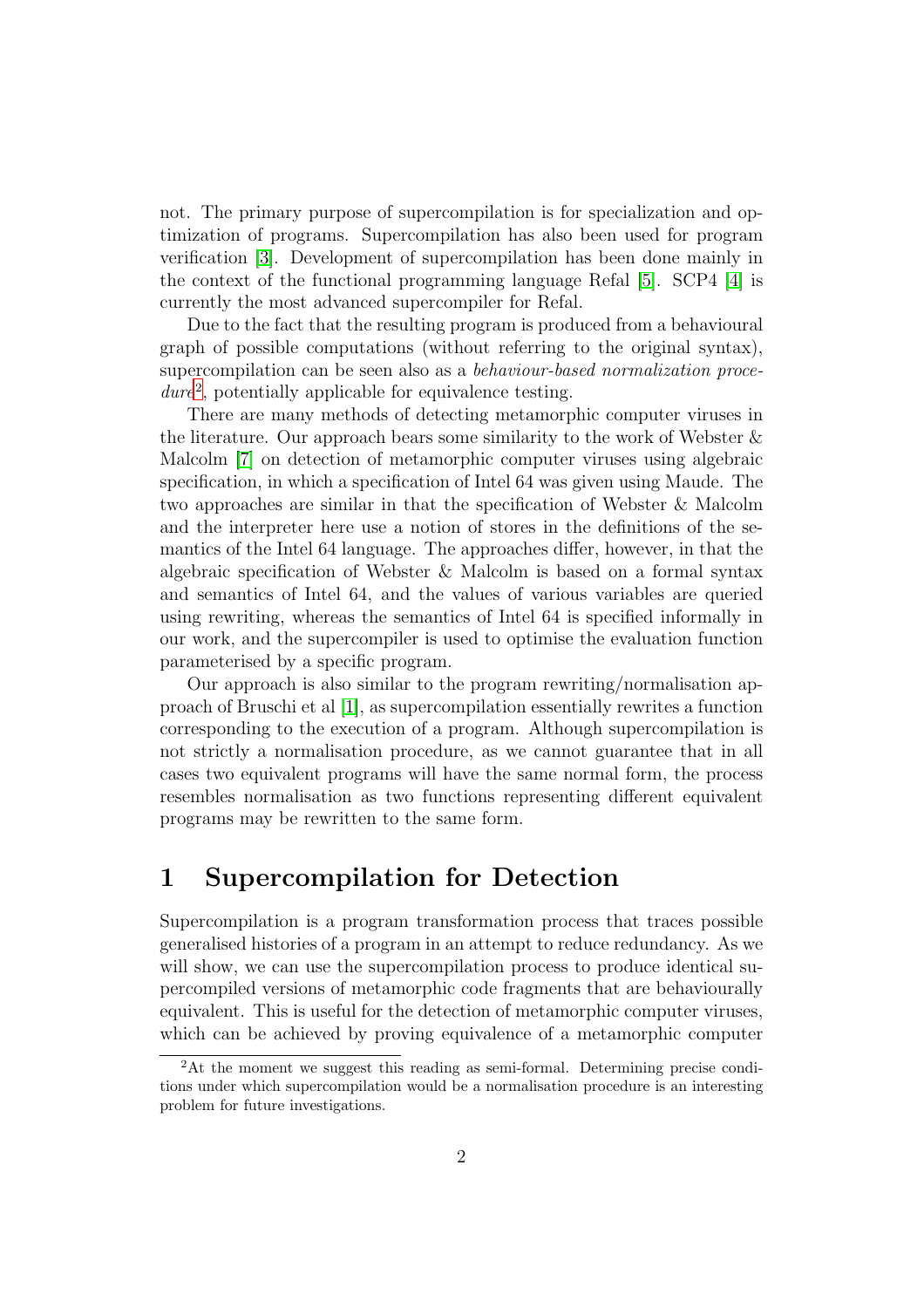not. The primary purpose of supercompilation is for specialization and optimization of programs. Supercompilation has also been used for program verification [3]. Development of supercompilation has been done mainly in the context of the functional programming language Refal [5]. SCP4 [4] is currently the most advanced supercompiler for Refal.

Due to the fact that the resulting program is produced from a behavioural graph of possible computations (without referring to the original syntax), supercompilation can be seen also as a *behaviour-based normalization procedure*[2], potentially applicable for equivalence testing.

There are many methods of detecting metamorphic computer viruses in the literature. Our approach bears some similarity to the work of Webster & Malcolm [7] on detection of metamorphic computer viruses using algebraic specification, in which a specification of Intel 64 was given using Maude. The two approaches are similar in that the specification of Webster & Malcolm and the interpreter here use a notion of stores in the definitions of the semantics of the Intel 64 language. The approaches differ, however, in that the algebraic specification of Webster & Malcolm is based on a formal syntax and semantics of Intel 64, and the values of various variables are queried using rewriting, whereas the semantics of Intel 64 is specified informally in our work, and the supercompiler is used to optimise the evaluation function parameterised by a specific program.

Our approach is also similar to the program rewriting/normalisation approach of Bruschi et al [1], as supercompilation essentially rewrites a function corresponding to the execution of a program. Although supercompilation is not strictly a normalisation procedure, as we cannot guarantee that in all cases two equivalent programs will have the same normal form, the process resembles normalisation as two functions representing different equivalent programs may be rewritten to the same form.

# 1 Supercompilation for Detection

Supercompilation is a program transformation process that traces possible generalised histories of a program in an attempt to reduce redundancy. As we will show, we can use the supercompilation process to produce identical supercompiled versions of metamorphic code fragments that are behaviourally equivalent. This is useful for the detection of metamorphic computer viruses, which can be achieved by proving equivalence of a metamorphic computer

[2] At the moment we suggest this reading as semi-formal. Determining precise conditions under which supercompilation would be a normalisation procedure is an interesting problem for future investigations.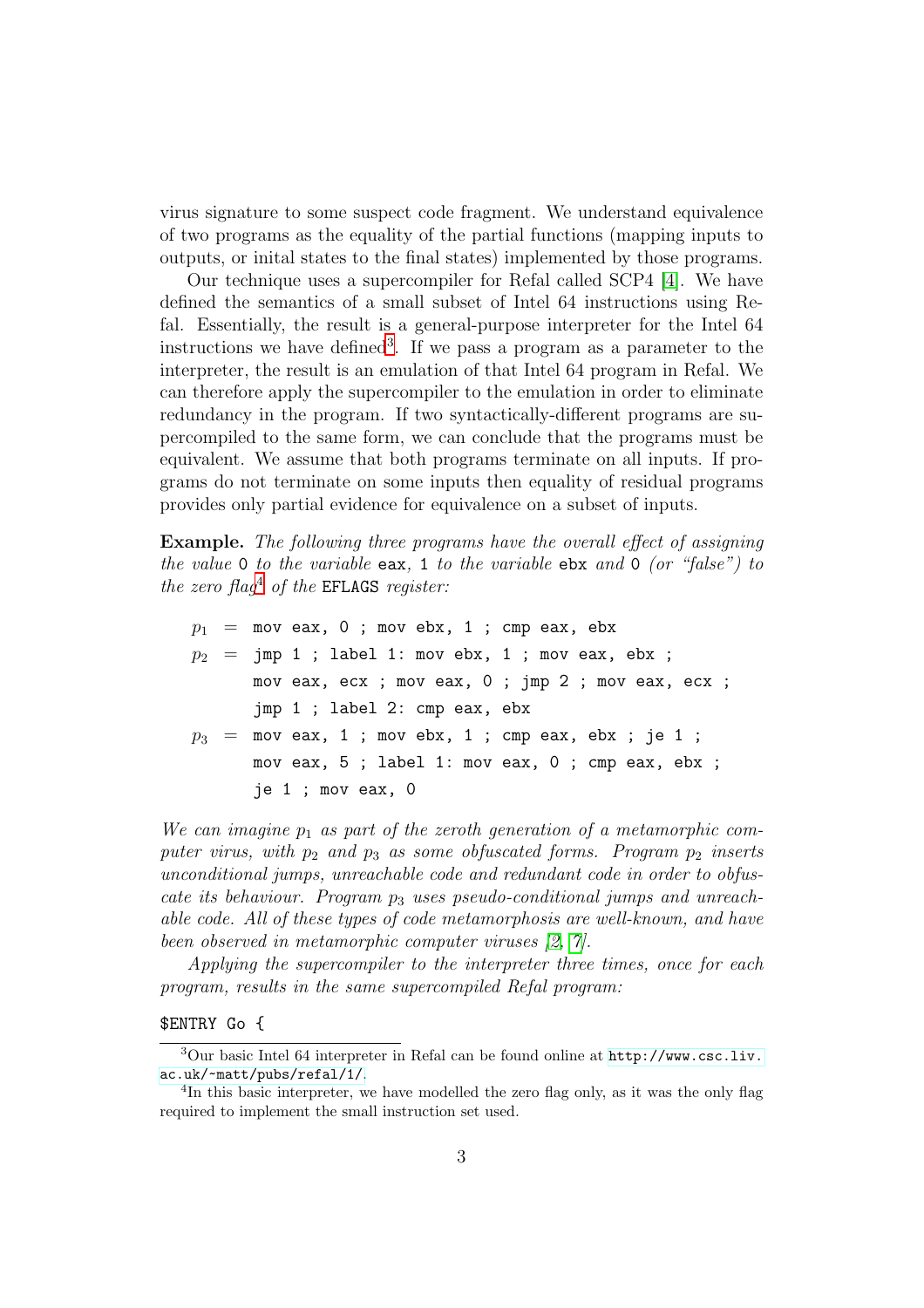virus signature to some suspect code fragment. We understand equivalence of two programs as the equality of the partial functions (mapping inputs to outputs, or inital states to the final states) implemented by those programs.

Our technique uses a supercompiler for Refal called SCP4 [4]. We have defined the semantics of a small subset of Intel 64 instructions using Refal. Essentially, the result is a general-purpose interpreter for the Intel 64 instructions we have defined[3]. If we pass a program as a parameter to the interpreter, the result is an emulation of that Intel 64 program in Refal. We can therefore apply the supercompiler to the emulation in order to eliminate redundancy in the program. If two syntactically-different programs are supercompiled to the same form, we can conclude that the programs must be equivalent. We assume that both programs terminate on all inputs. If programs do not terminate on some inputs then equality of residual programs provides only partial evidence for equivalence on a subset of inputs.

**Example.** *The following three programs have the overall effect of assigning the value* `0` *to the variable* `eax`*,* `1` *to the variable* `ebx` *and* `0` *(or "false") to the zero flag*[4] *of the* `EFLAGS` *register:*

$p_1$ = `mov eax, 0 ; mov ebx, 1 ; cmp eax, ebx`

$p_2$ = `jmp 1 ; label 1: mov ebx, 1 ; mov eax, ebx ; mov eax, ecx ; mov eax, 0 ; jmp 2 ; mov eax, ecx ; jmp 1 ; label 2: cmp eax, ebx`

$p_3$ = `mov eax, 1 ; mov ebx, 1 ; cmp eax, ebx ; je 1 ; mov eax, 5 ; label 1: mov eax, 0 ; cmp eax, ebx ; je 1 ; mov eax, 0`

*We can imagine $p_1$ as part of the zeroth generation of a metamorphic computer virus, with $p_2$ and $p_3$ as some obfuscated forms. Program $p_2$ inserts unconditional jumps, unreachable code and redundant code in order to obfuscate its behaviour. Program $p_3$ uses pseudo-conditional jumps and unreachable code. All of these types of code metamorphosis are well-known, and have been observed in metamorphic computer viruses [2, 7].*

*Applying the supercompiler to the interpreter three times, once for each program, results in the same supercompiled Refal program:*

```
$ENTRY Go {
```

[3] Our basic Intel 64 interpreter in Refal can be found online at `http://www.csc.liv.ac.uk/~matt/pubs/refal/1/`.

[4] In this basic interpreter, we have modelled the zero flag only, as it was the only flag required to implement the small instruction set used.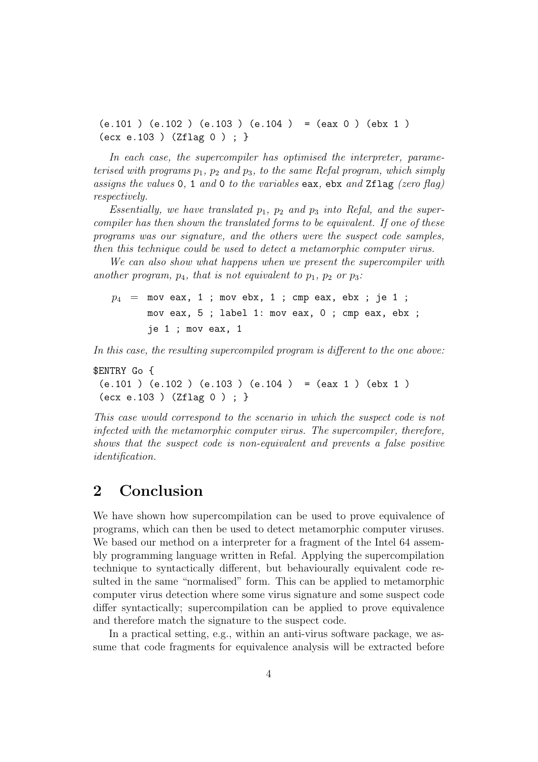```
 (e.101 ) (e.102 ) (e.103 ) (e.104 )  = (eax 0 ) (ebx 1 )
 (ecx e.103 ) (Zflag 0 ) ; }
```

*In each case, the supercompiler has optimised the interpreter, parameterised with programs $p_1$, $p_2$ and $p_3$, to the same Refal program, which simply assigns the values* `0`*,* `1` *and* `0` *to the variables* `eax`*,* `ebx` *and* `Zflag` *(zero flag) respectively.*

*Essentially, we have translated $p_1$, $p_2$ and $p_3$ into Refal, and the supercompiler has then shown the translated forms to be equivalent. If one of these programs was our signature, and the others were the suspect code samples, then this technique could be used to detect a metamorphic computer virus.*

*We can also show what happens when we present the supercompiler with another program, $p_4$, that is not equivalent to $p_1$, $p_2$ or $p_3$:*

$p_4$ = 
```
mov eax, 1 ; mov ebx, 1 ; cmp eax, ebx ; je 1 ;
mov eax, 5 ; label 1: mov eax, 0 ; cmp eax, ebx ;
je 1 ; mov eax, 1
```

*In this case, the resulting supercompiled program is different to the one above:*

```
$ENTRY Go {
 (e.101 ) (e.102 ) (e.103 ) (e.104 )  = (eax 1 ) (ebx 1 )
 (ecx e.103 ) (Zflag 0 ) ; }
```

*This case would correspond to the scenario in which the suspect code is not infected with the metamorphic computer virus. The supercompiler, therefore, shows that the suspect code is non-equivalent and prevents a false positive identification.*

## 2 Conclusion

We have shown how supercompilation can be used to prove equivalence of programs, which can then be used to detect metamorphic computer viruses. We based our method on a interpreter for a fragment of the Intel 64 assembly programming language written in Refal. Applying the supercompilation technique to syntactically different, but behaviourally equivalent code resulted in the same "normalised" form. This can be applied to metamorphic computer virus detection where some virus signature and some suspect code differ syntactically; supercompilation can be applied to prove equivalence and therefore match the signature to the suspect code.

In a practical setting, e.g., within an anti-virus software package, we assume that code fragments for equivalence analysis will be extracted before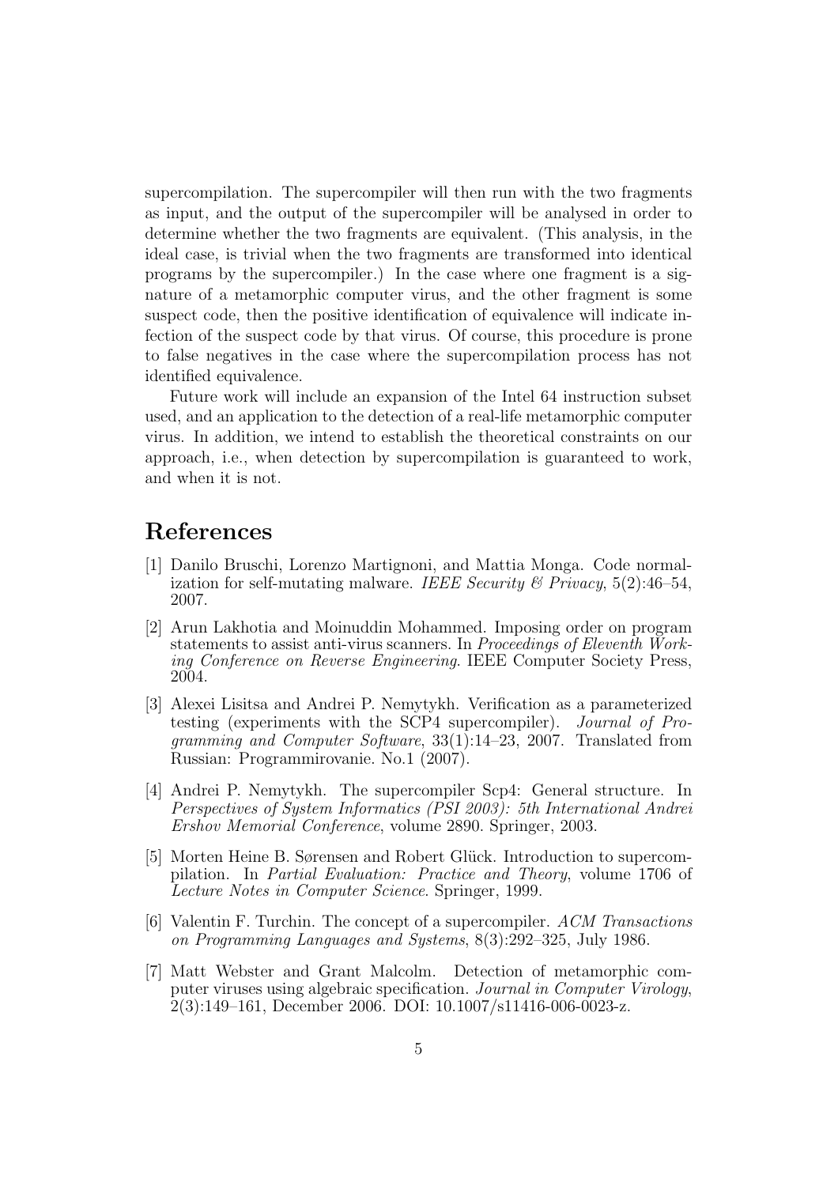supercompilation. The supercompiler will then run with the two fragments as input, and the output of the supercompiler will be analysed in order to determine whether the two fragments are equivalent. (This analysis, in the ideal case, is trivial when the two fragments are transformed into identical programs by the supercompiler.) In the case where one fragment is a signature of a metamorphic computer virus, and the other fragment is some suspect code, then the positive identification of equivalence will indicate infection of the suspect code by that virus. Of course, this procedure is prone to false negatives in the case where the supercompilation process has not identified equivalence.

Future work will include an expansion of the Intel 64 instruction subset used, and an application to the detection of a real-life metamorphic computer virus. In addition, we intend to establish the theoretical constraints on our approach, i.e., when detection by supercompilation is guaranteed to work, and when it is not.

# References

[1] Danilo Bruschi, Lorenzo Martignoni, and Mattia Monga. Code normalization for self-mutating malware. *IEEE Security & Privacy*, 5(2):46–54, 2007.

[2] Arun Lakhotia and Moinuddin Mohammed. Imposing order on program statements to assist anti-virus scanners. In *Proceedings of Eleventh Working Conference on Reverse Engineering*. IEEE Computer Society Press, 2004.

[3] Alexei Lisitsa and Andrei P. Nemytykh. Verification as a parameterized testing (experiments with the SCP4 supercompiler). *Journal of Programming and Computer Software*, 33(1):14–23, 2007. Translated from Russian: Programmirovanie. No.1 (2007).

[4] Andrei P. Nemytykh. The supercompiler Scp4: General structure. In *Perspectives of System Informatics (PSI 2003): 5th International Andrei Ershov Memorial Conference*, volume 2890. Springer, 2003.

[5] Morten Heine B. Sørensen and Robert Glück. Introduction to supercompilation. In *Partial Evaluation: Practice and Theory*, volume 1706 of *Lecture Notes in Computer Science*. Springer, 1999.

[6] Valentin F. Turchin. The concept of a supercompiler. *ACM Transactions on Programming Languages and Systems*, 8(3):292–325, July 1986.

[7] Matt Webster and Grant Malcolm. Detection of metamorphic computer viruses using algebraic specification. *Journal in Computer Virology*, 2(3):149–161, December 2006. DOI: 10.1007/s11416-006-0023-z.